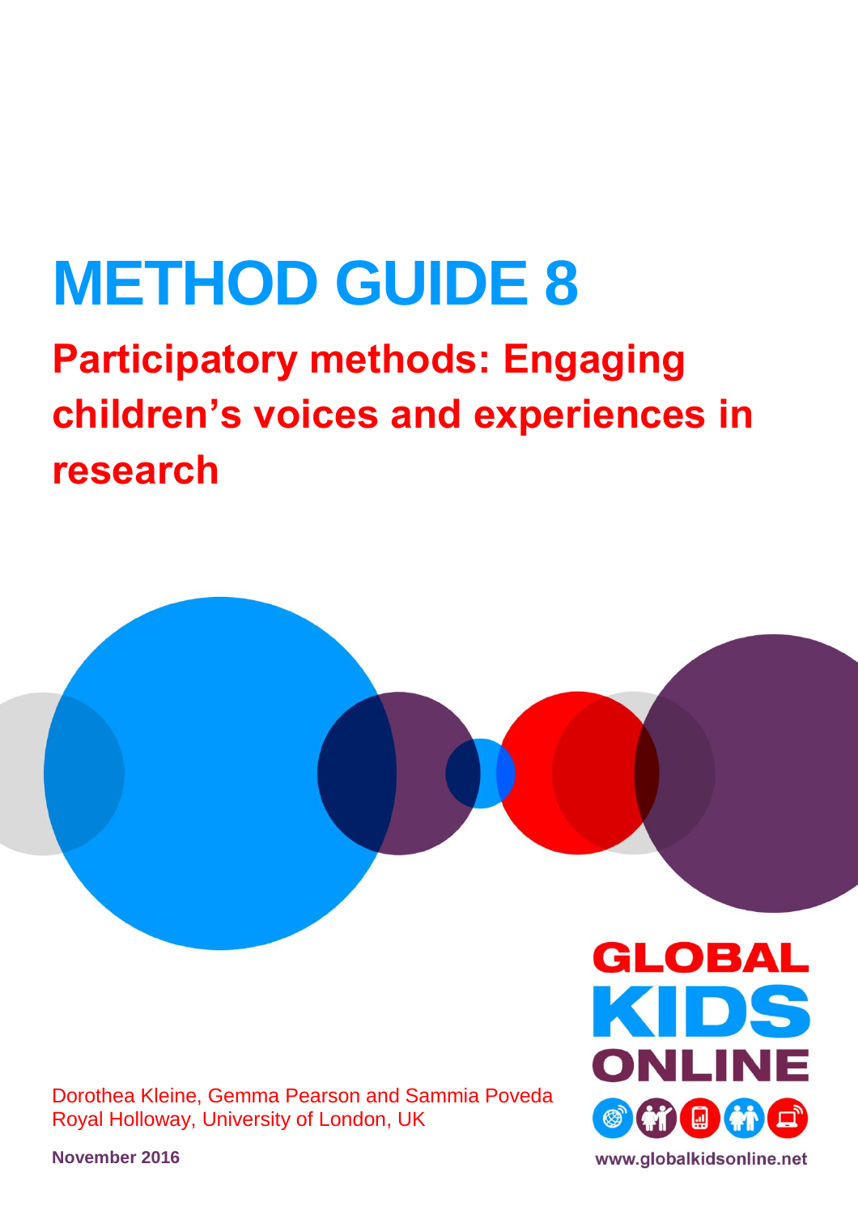# METHOD GUIDE 8

## Participatory methods: Engaging children's voices and experiences in research

Dorothea Kleine, Gemma Pearson and Sammia Poveda
Royal Holloway, University of London, UK

**November 2016**

GLOBAL KIDS ONLINE

www.globalkidsonline.net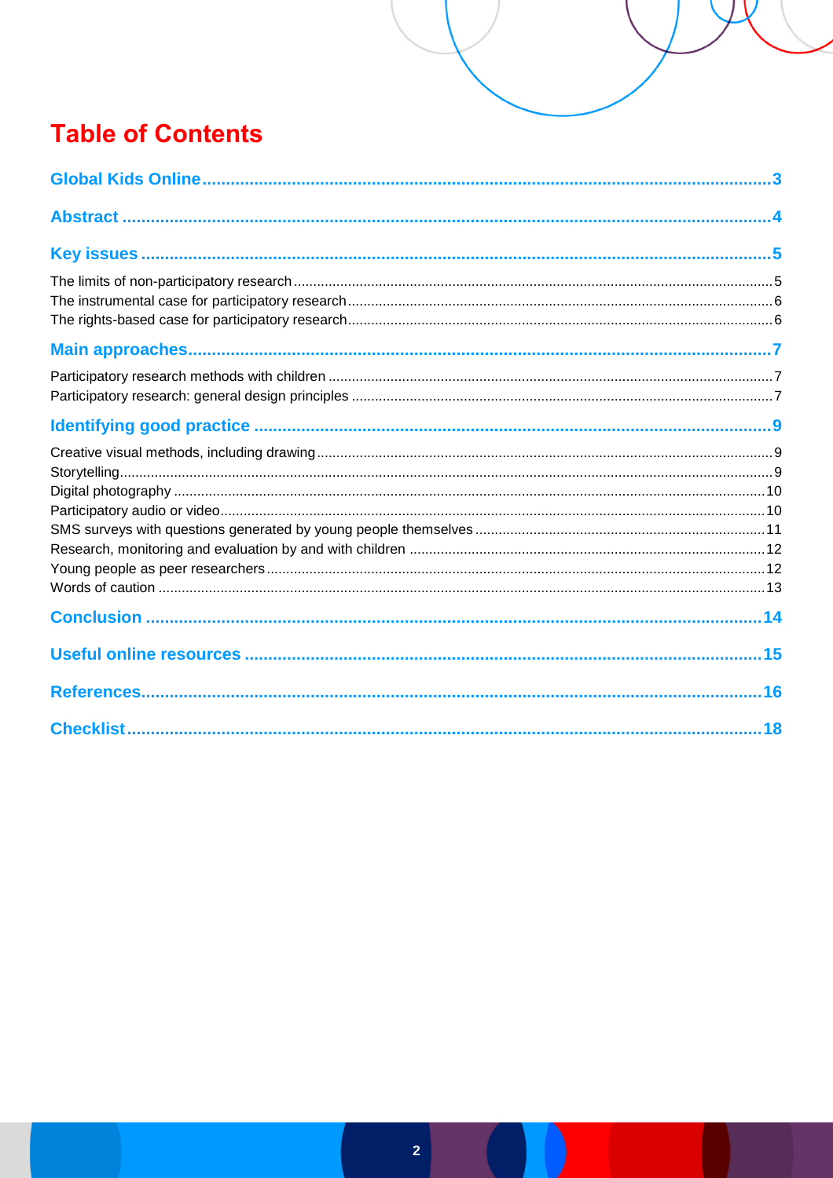# Table of Contents

**Global Kids Online** ..... 3

**Abstract** ..... 4

**Key issues** ..... 5

The limits of non-participatory research ..... 5
The instrumental case for participatory research ..... 6
The rights-based case for participatory research ..... 6

**Main approaches** ..... 7

Participatory research methods with children ..... 7
Participatory research: general design principles ..... 7

**Identifying good practice** ..... 9

Creative visual methods, including drawing ..... 9
Storytelling ..... 9
Digital photography ..... 10
Participatory audio or video ..... 10
SMS surveys with questions generated by young people themselves ..... 11
Research, monitoring and evaluation by and with children ..... 12
Young people as peer researchers ..... 12
Words of caution ..... 13

**Conclusion** ..... 14

**Useful online resources** ..... 15

**References** ..... 16

**Checklist** ..... 18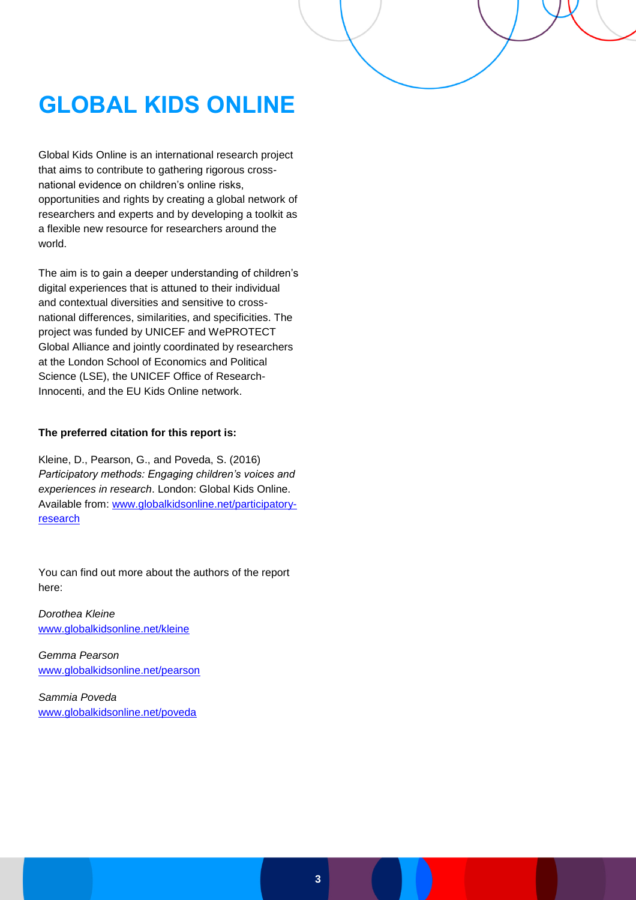# GLOBAL KIDS ONLINE

Global Kids Online is an international research project that aims to contribute to gathering rigorous cross-national evidence on children's online risks, opportunities and rights by creating a global network of researchers and experts and by developing a toolkit as a flexible new resource for researchers around the world.

The aim is to gain a deeper understanding of children's digital experiences that is attuned to their individual and contextual diversities and sensitive to cross-national differences, similarities, and specificities. The project was funded by UNICEF and WePROTECT Global Alliance and jointly coordinated by researchers at the London School of Economics and Political Science (LSE), the UNICEF Office of Research-Innocenti, and the EU Kids Online network.

**The preferred citation for this report is:**

Kleine, D., Pearson, G., and Poveda, S. (2016) *Participatory methods: Engaging children's voices and experiences in research*. London: Global Kids Online. Available from: www.globalkidsonline.net/participatory-research

You can find out more about the authors of the report here:

*Dorothea Kleine*
www.globalkidsonline.net/kleine

*Gemma Pearson*
www.globalkidsonline.net/pearson

*Sammia Poveda*
www.globalkidsonline.net/poveda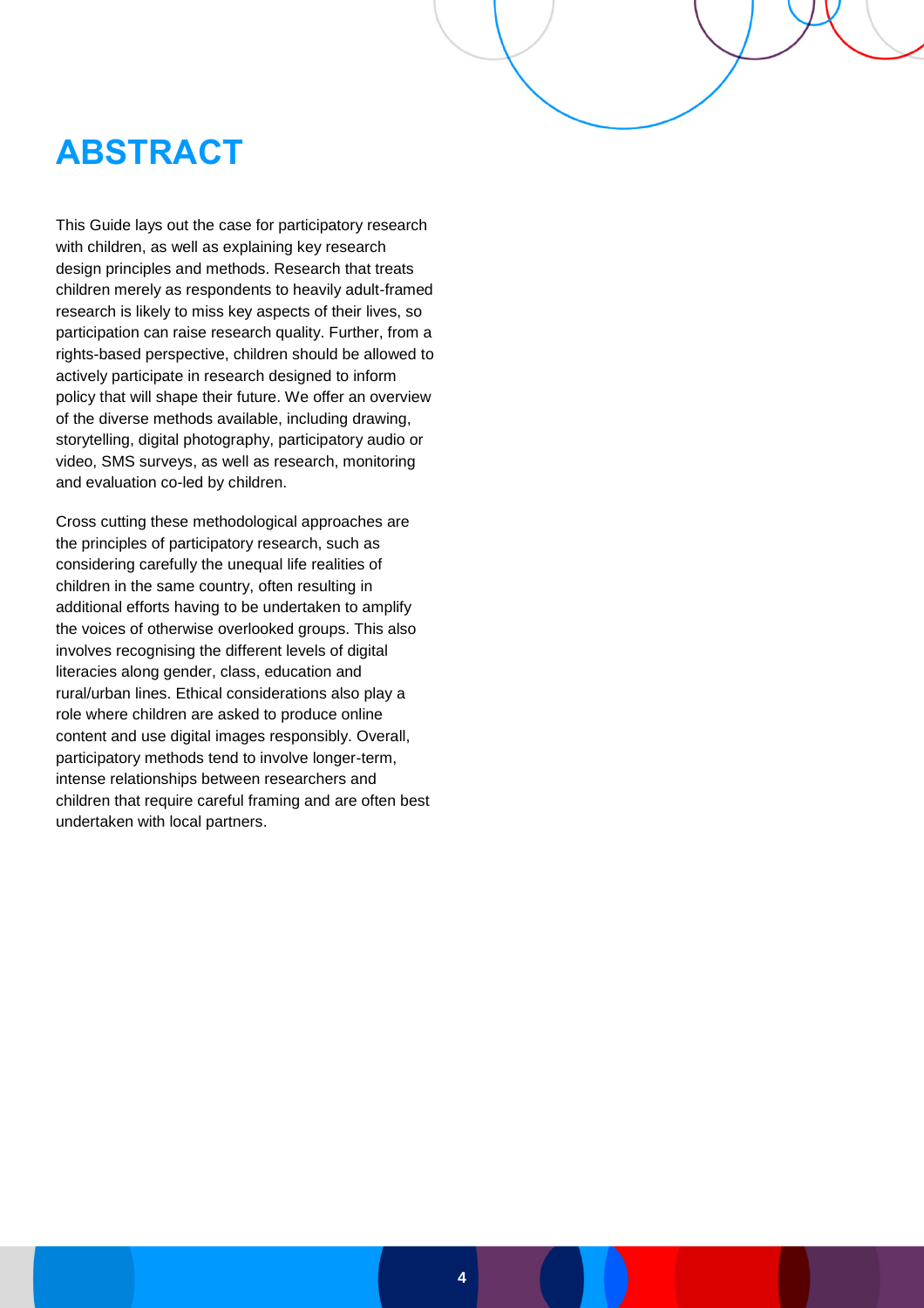# ABSTRACT

This Guide lays out the case for participatory research with children, as well as explaining key research design principles and methods. Research that treats children merely as respondents to heavily adult-framed research is likely to miss key aspects of their lives, so participation can raise research quality. Further, from a rights-based perspective, children should be allowed to actively participate in research designed to inform policy that will shape their future. We offer an overview of the diverse methods available, including drawing, storytelling, digital photography, participatory audio or video, SMS surveys, as well as research, monitoring and evaluation co-led by children.

Cross cutting these methodological approaches are the principles of participatory research, such as considering carefully the unequal life realities of children in the same country, often resulting in additional efforts having to be undertaken to amplify the voices of otherwise overlooked groups. This also involves recognising the different levels of digital literacies along gender, class, education and rural/urban lines. Ethical considerations also play a role where children are asked to produce online content and use digital images responsibly. Overall, participatory methods tend to involve longer-term, intense relationships between researchers and children that require careful framing and are often best undertaken with local partners.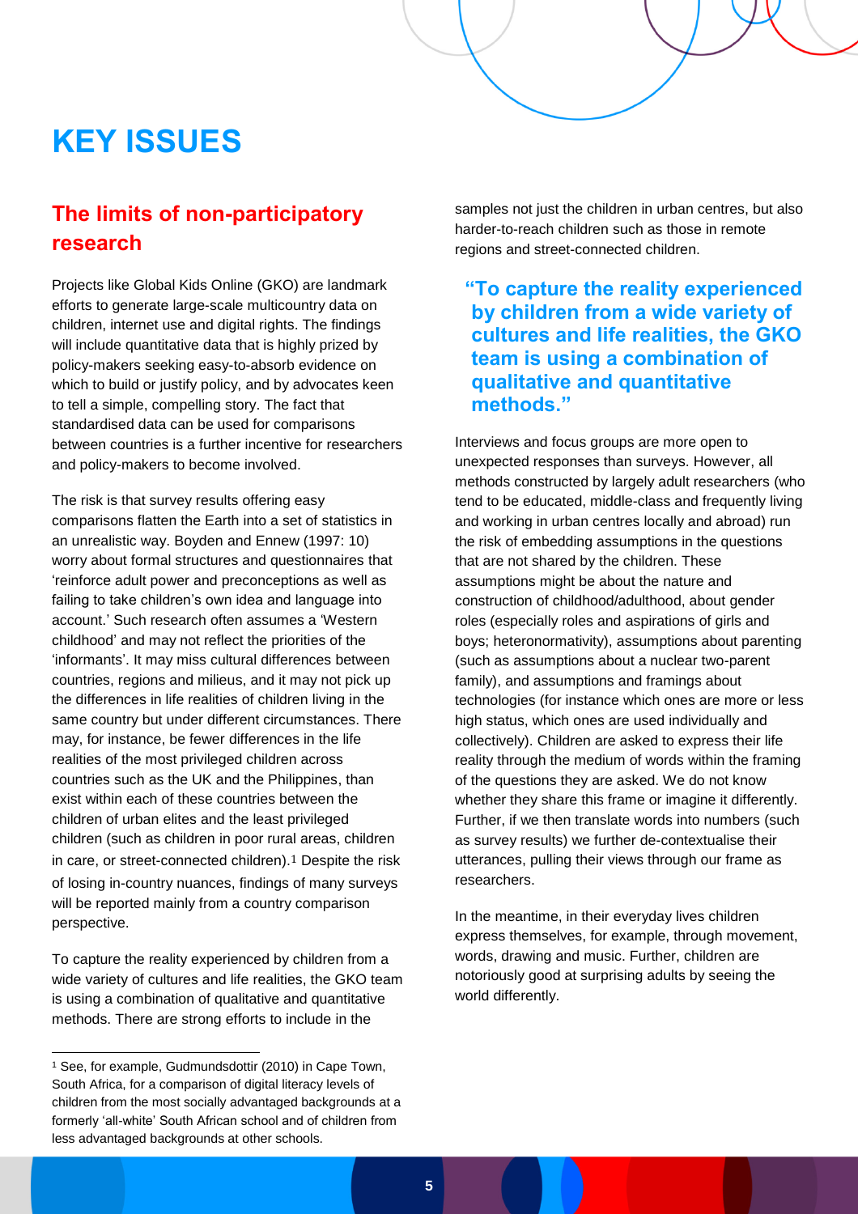# KEY ISSUES

## The limits of non-participatory research

Projects like Global Kids Online (GKO) are landmark efforts to generate large-scale multicountry data on children, internet use and digital rights. The findings will include quantitative data that is highly prized by policy-makers seeking easy-to-absorb evidence on which to build or justify policy, and by advocates keen to tell a simple, compelling story. The fact that standardised data can be used for comparisons between countries is a further incentive for researchers and policy-makers to become involved.

The risk is that survey results offering easy comparisons flatten the Earth into a set of statistics in an unrealistic way. Boyden and Ennew (1997: 10) worry about formal structures and questionnaires that 'reinforce adult power and preconceptions as well as failing to take children's own idea and language into account.' Such research often assumes a 'Western childhood' and may not reflect the priorities of the 'informants'. It may miss cultural differences between countries, regions and milieus, and it may not pick up the differences in life realities of children living in the same country but under different circumstances. There may, for instance, be fewer differences in the life realities of the most privileged children across countries such as the UK and the Philippines, than exist within each of these countries between the children of urban elites and the least privileged children (such as children in poor rural areas, children in care, or street-connected children).[1] Despite the risk of losing in-country nuances, findings of many surveys will be reported mainly from a country comparison perspective.

To capture the reality experienced by children from a wide variety of cultures and life realities, the GKO team is using a combination of qualitative and quantitative methods. There are strong efforts to include in the samples not just the children in urban centres, but also harder-to-reach children such as those in remote regions and street-connected children.

> **"To capture the reality experienced by children from a wide variety of cultures and life realities, the GKO team is using a combination of qualitative and quantitative methods."**

Interviews and focus groups are more open to unexpected responses than surveys. However, all methods constructed by largely adult researchers (who tend to be educated, middle-class and frequently living and working in urban centres locally and abroad) run the risk of embedding assumptions in the questions that are not shared by the children. These assumptions might be about the nature and construction of childhood/adulthood, about gender roles (especially roles and aspirations of girls and boys; heteronormativity), assumptions about parenting (such as assumptions about a nuclear two-parent family), and assumptions and framings about technologies (for instance which ones are more or less high status, which ones are used individually and collectively). Children are asked to express their life reality through the medium of words within the framing of the questions they are asked. We do not know whether they share this frame or imagine it differently. Further, if we then translate words into numbers (such as survey results) we further de-contextualise their utterances, pulling their views through our frame as researchers.

In the meantime, in their everyday lives children express themselves, for example, through movement, words, drawing and music. Further, children are notoriously good at surprising adults by seeing the world differently.

---

[1] See, for example, Gudmundsdottir (2010) in Cape Town, South Africa, for a comparison of digital literacy levels of children from the most socially advantaged backgrounds at a formerly 'all-white' South African school and of children from less advantaged backgrounds at other schools.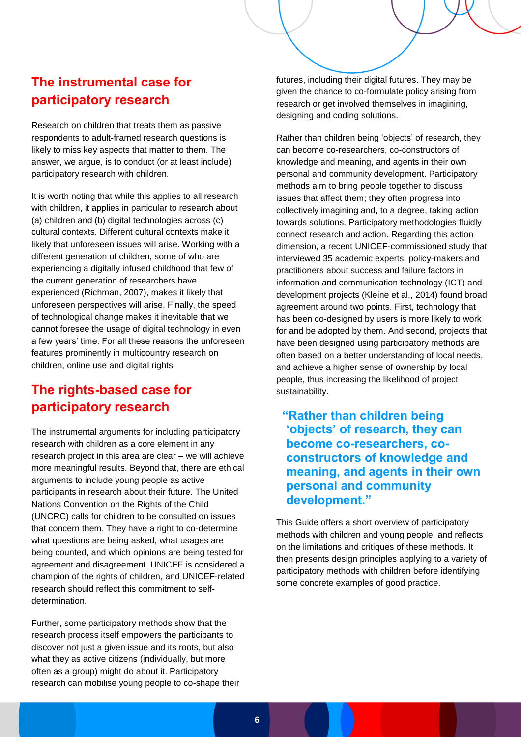## The instrumental case for participatory research

Research on children that treats them as passive respondents to adult-framed research questions is likely to miss key aspects that matter to them. The answer, we argue, is to conduct (or at least include) participatory research with children.

It is worth noting that while this applies to all research with children, it applies in particular to research about (a) children and (b) digital technologies across (c) cultural contexts. Different cultural contexts make it likely that unforeseen issues will arise. Working with a different generation of children, some of who are experiencing a digitally infused childhood that few of the current generation of researchers have experienced (Richman, 2007), makes it likely that unforeseen perspectives will arise. Finally, the speed of technological change makes it inevitable that we cannot foresee the usage of digital technology in even a few years' time. For all these reasons the unforeseen features prominently in multicountry research on children, online use and digital rights.

## The rights-based case for participatory research

The instrumental arguments for including participatory research with children as a core element in any research project in this area are clear – we will achieve more meaningful results. Beyond that, there are ethical arguments to include young people as active participants in research about their future. The United Nations Convention on the Rights of the Child (UNCRC) calls for children to be consulted on issues that concern them. They have a right to co-determine what questions are being asked, what usages are being counted, and which opinions are being tested for agreement and disagreement. UNICEF is considered a champion of the rights of children, and UNICEF-related research should reflect this commitment to self-determination.

Further, some participatory methods show that the research process itself empowers the participants to discover not just a given issue and its roots, but also what they as active citizens (individually, but more often as a group) might do about it. Participatory research can mobilise young people to co-shape their futures, including their digital futures. They may be given the chance to co-formulate policy arising from research or get involved themselves in imagining, designing and coding solutions.

Rather than children being 'objects' of research, they can become co-researchers, co-constructors of knowledge and meaning, and agents in their own personal and community development. Participatory methods aim to bring people together to discuss issues that affect them; they often progress into collectively imagining and, to a degree, taking action towards solutions. Participatory methodologies fluidly connect research and action. Regarding this action dimension, a recent UNICEF-commissioned study that interviewed 35 academic experts, policy-makers and practitioners about success and failure factors in information and communication technology (ICT) and development projects (Kleine et al., 2014) found broad agreement around two points. First, technology that has been co-designed by users is more likely to work for and be adopted by them. And second, projects that have been designed using participatory methods are often based on a better understanding of local needs, and achieve a higher sense of ownership by local people, thus increasing the likelihood of project sustainability.

> **"Rather than children being 'objects' of research, they can become co-researchers, co-constructors of knowledge and meaning, and agents in their own personal and community development."**

This Guide offers a short overview of participatory methods with children and young people, and reflects on the limitations and critiques of these methods. It then presents design principles applying to a variety of participatory methods with children before identifying some concrete examples of good practice.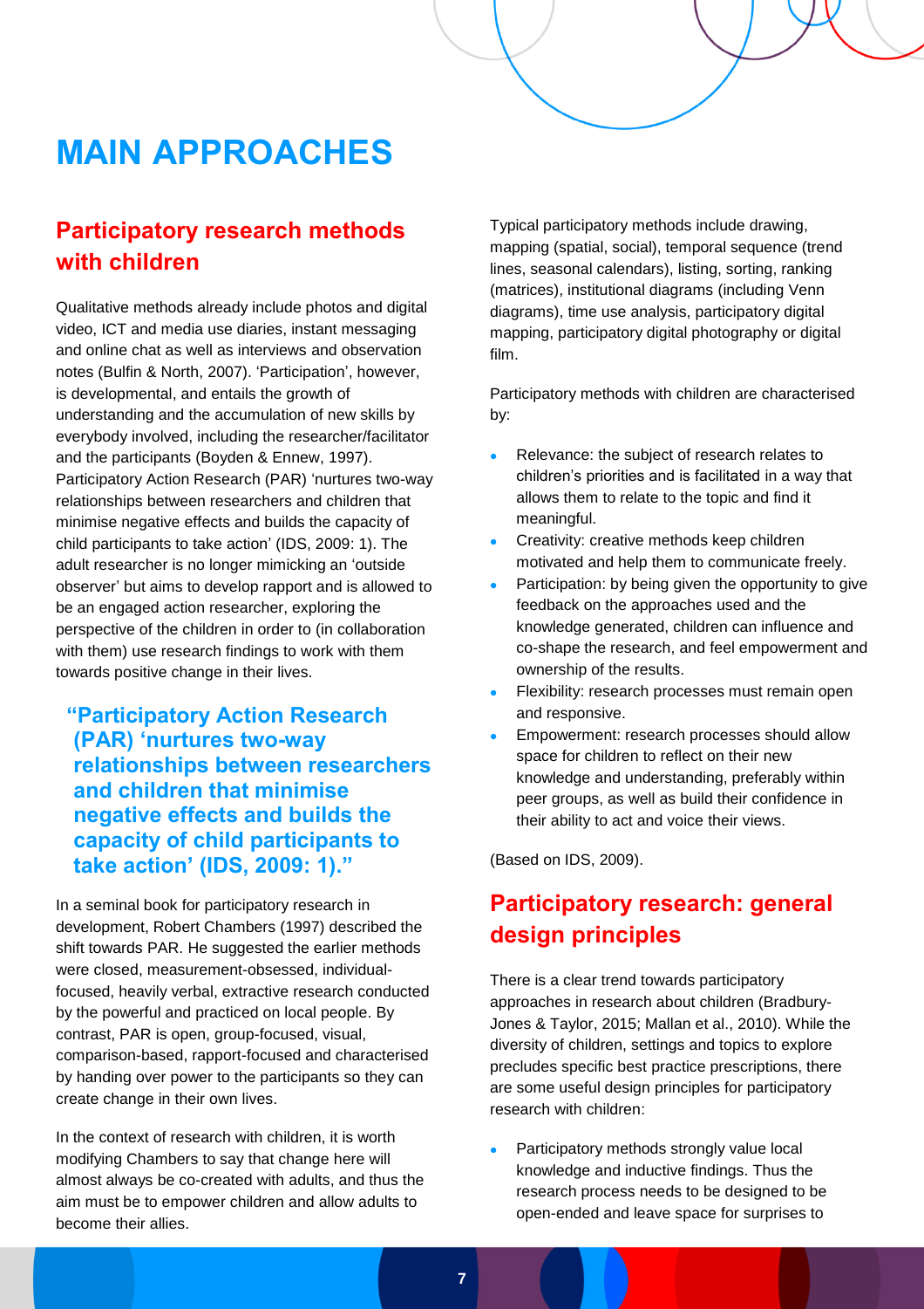# MAIN APPROACHES

## Participatory research methods with children

Qualitative methods already include photos and digital video, ICT and media use diaries, instant messaging and online chat as well as interviews and observation notes (Bulfin & North, 2007). 'Participation', however, is developmental, and entails the growth of understanding and the accumulation of new skills by everybody involved, including the researcher/facilitator and the participants (Boyden & Ennew, 1997). Participatory Action Research (PAR) 'nurtures two-way relationships between researchers and children that minimise negative effects and builds the capacity of child participants to take action' (IDS, 2009: 1). The adult researcher is no longer mimicking an 'outside observer' but aims to develop rapport and is allowed to be an engaged action researcher, exploring the perspective of the children in order to (in collaboration with them) use research findings to work with them towards positive change in their lives.

> **"Participatory Action Research (PAR) 'nurtures two-way relationships between researchers and children that minimise negative effects and builds the capacity of child participants to take action' (IDS, 2009: 1)."**

In a seminal book for participatory research in development, Robert Chambers (1997) described the shift towards PAR. He suggested the earlier methods were closed, measurement-obsessed, individual-focused, heavily verbal, extractive research conducted by the powerful and practiced on local people. By contrast, PAR is open, group-focused, visual, comparison-based, rapport-focused and characterised by handing over power to the participants so they can create change in their own lives.

In the context of research with children, it is worth modifying Chambers to say that change here will almost always be co-created with adults, and thus the aim must be to empower children and allow adults to become their allies.

Typical participatory methods include drawing, mapping (spatial, social), temporal sequence (trend lines, seasonal calendars), listing, sorting, ranking (matrices), institutional diagrams (including Venn diagrams), time use analysis, participatory digital mapping, participatory digital photography or digital film.

Participatory methods with children are characterised by:

- Relevance: the subject of research relates to children's priorities and is facilitated in a way that allows them to relate to the topic and find it meaningful.
- Creativity: creative methods keep children motivated and help them to communicate freely.
- Participation: by being given the opportunity to give feedback on the approaches used and the knowledge generated, children can influence and co-shape the research, and feel empowerment and ownership of the results.
- Flexibility: research processes must remain open and responsive.
- Empowerment: research processes should allow space for children to reflect on their new knowledge and understanding, preferably within peer groups, as well as build their confidence in their ability to act and voice their views.

(Based on IDS, 2009).

## Participatory research: general design principles

There is a clear trend towards participatory approaches in research about children (Bradbury-Jones & Taylor, 2015; Mallan et al., 2010). While the diversity of children, settings and topics to explore precludes specific best practice prescriptions, there are some useful design principles for participatory research with children:

- Participatory methods strongly value local knowledge and inductive findings. Thus the research process needs to be designed to be open-ended and leave space for surprises to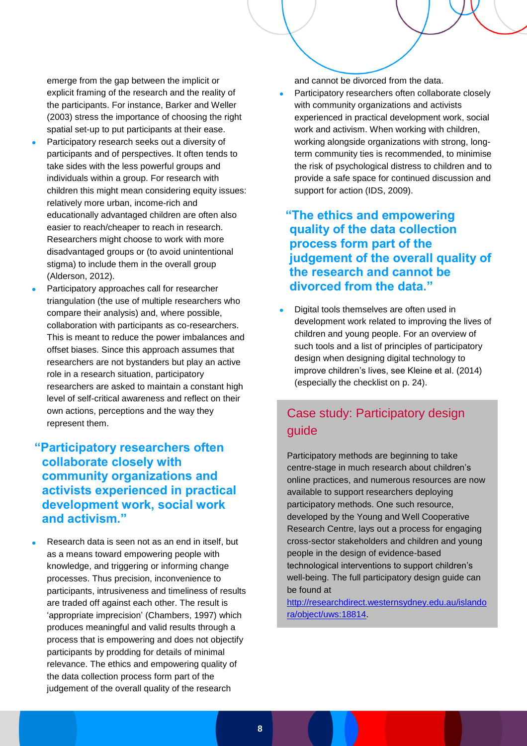emerge from the gap between the implicit or explicit framing of the research and the reality of the participants. For instance, Barker and Weller (2003) stress the importance of choosing the right spatial set-up to put participants at their ease.

- Participatory research seeks out a diversity of participants and of perspectives. It often tends to take sides with the less powerful groups and individuals within a group. For research with children this might mean considering equity issues: relatively more urban, income-rich and educationally advantaged children are often also easier to reach/cheaper to reach in research. Researchers might choose to work with more disadvantaged groups or (to avoid unintentional stigma) to include them in the overall group (Alderson, 2012).
- Participatory approaches call for researcher triangulation (the use of multiple researchers who compare their analysis) and, where possible, collaboration with participants as co-researchers. This is meant to reduce the power imbalances and offset biases. Since this approach assumes that researchers are not bystanders but play an active role in a research situation, participatory researchers are asked to maintain a constant high level of self-critical awareness and reflect on their own actions, perceptions and the way they represent them.

**"Participatory researchers often collaborate closely with community organizations and activists experienced in practical development work, social work and activism."**

- Research data is seen not as an end in itself, but as a means toward empowering people with knowledge, and triggering or informing change processes. Thus precision, inconvenience to participants, intrusiveness and timeliness of results are traded off against each other. The result is 'appropriate imprecision' (Chambers, 1997) which produces meaningful and valid results through a process that is empowering and does not objectify participants by prodding for details of minimal relevance. The ethics and empowering quality of the data collection process form part of the judgement of the overall quality of the research and cannot be divorced from the data.
- Participatory researchers often collaborate closely with community organizations and activists experienced in practical development work, social work and activism. When working with children, working alongside organizations with strong, long-term community ties is recommended, to minimise the risk of psychological distress to children and to provide a safe space for continued discussion and support for action (IDS, 2009).

**"The ethics and empowering quality of the data collection process form part of the judgement of the overall quality of the research and cannot be divorced from the data."**

- Digital tools themselves are often used in development work related to improving the lives of children and young people. For an overview of such tools and a list of principles of participatory design when designing digital technology to improve children's lives, see Kleine et al. (2014) (especially the checklist on p. 24).

## Case study: Participatory design guide

Participatory methods are beginning to take centre-stage in much research about children's online practices, and numerous resources are now available to support researchers deploying participatory methods. One such resource, developed by the Young and Well Cooperative Research Centre, lays out a process for engaging cross-sector stakeholders and children and young people in the design of evidence-based technological interventions to support children's well-being. The full participatory design guide can be found at http://researchdirect.westernsydney.edu.au/islandora/object/uws:18814.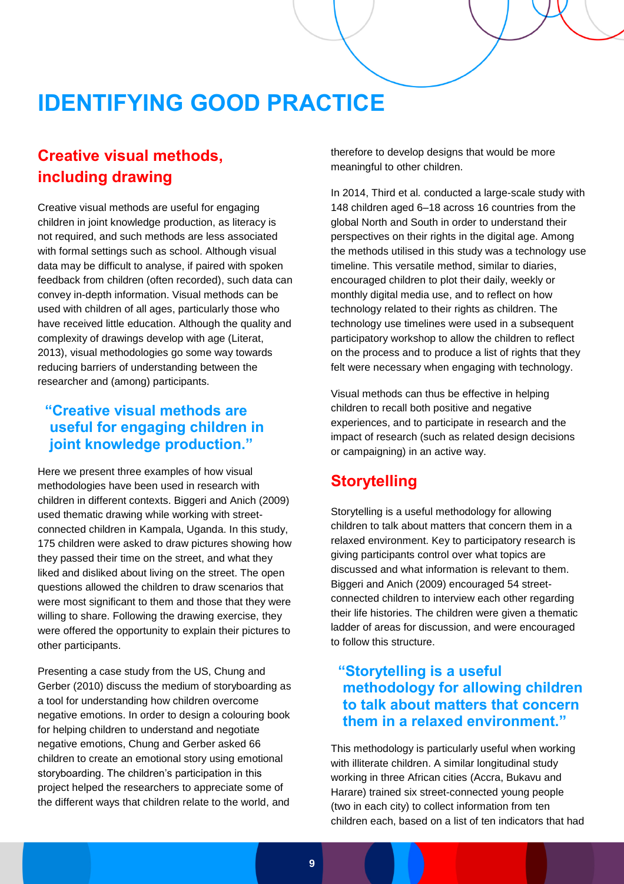# IDENTIFYING GOOD PRACTICE

## Creative visual methods, including drawing

Creative visual methods are useful for engaging children in joint knowledge production, as literacy is not required, and such methods are less associated with formal settings such as school. Although visual data may be difficult to analyse, if paired with spoken feedback from children (often recorded), such data can convey in-depth information. Visual methods can be used with children of all ages, particularly those who have received little education. Although the quality and complexity of drawings develop with age (Literat, 2013), visual methodologies go some way towards reducing barriers of understanding between the researcher and (among) participants.

> **"Creative visual methods are useful for engaging children in joint knowledge production."**

Here we present three examples of how visual methodologies have been used in research with children in different contexts. Biggeri and Anich (2009) used thematic drawing while working with street-connected children in Kampala, Uganda. In this study, 175 children were asked to draw pictures showing how they passed their time on the street, and what they liked and disliked about living on the street. The open questions allowed the children to draw scenarios that were most significant to them and those that they were willing to share. Following the drawing exercise, they were offered the opportunity to explain their pictures to other participants.

Presenting a case study from the US, Chung and Gerber (2010) discuss the medium of storyboarding as a tool for understanding how children overcome negative emotions. In order to design a colouring book for helping children to understand and negotiate negative emotions, Chung and Gerber asked 66 children to create an emotional story using emotional storyboarding. The children's participation in this project helped the researchers to appreciate some of the different ways that children relate to the world, and therefore to develop designs that would be more meaningful to other children.

In 2014, Third et al. conducted a large-scale study with 148 children aged 6–18 across 16 countries from the global North and South in order to understand their perspectives on their rights in the digital age. Among the methods utilised in this study was a technology use timeline. This versatile method, similar to diaries, encouraged children to plot their daily, weekly or monthly digital media use, and to reflect on how technology related to their rights as children. The technology use timelines were used in a subsequent participatory workshop to allow the children to reflect on the process and to produce a list of rights that they felt were necessary when engaging with technology.

Visual methods can thus be effective in helping children to recall both positive and negative experiences, and to participate in research and the impact of research (such as related design decisions or campaigning) in an active way.

## Storytelling

Storytelling is a useful methodology for allowing children to talk about matters that concern them in a relaxed environment. Key to participatory research is giving participants control over what topics are discussed and what information is relevant to them. Biggeri and Anich (2009) encouraged 54 street-connected children to interview each other regarding their life histories. The children were given a thematic ladder of areas for discussion, and were encouraged to follow this structure.

> **"Storytelling is a useful methodology for allowing children to talk about matters that concern them in a relaxed environment."**

This methodology is particularly useful when working with illiterate children. A similar longitudinal study working in three African cities (Accra, Bukavu and Harare) trained six street-connected young people (two in each city) to collect information from ten children each, based on a list of ten indicators that had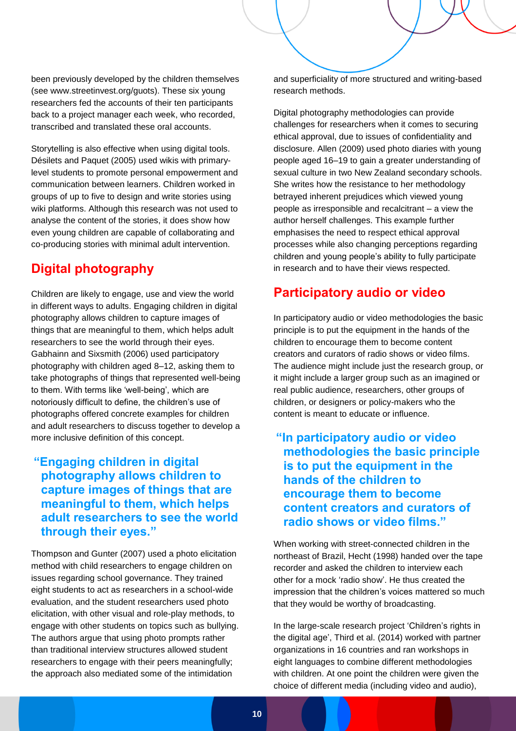been previously developed by the children themselves (see www.streetinvest.org/guots). These six young researchers fed the accounts of their ten participants back to a project manager each week, who recorded, transcribed and translated these oral accounts.

Storytelling is also effective when using digital tools. Désilets and Paquet (2005) used wikis with primary-level students to promote personal empowerment and communication between learners. Children worked in groups of up to five to design and write stories using wiki platforms. Although this research was not used to analyse the content of the stories, it does show how even young children are capable of collaborating and co-producing stories with minimal adult intervention.

## Digital photography

Children are likely to engage, use and view the world in different ways to adults. Engaging children in digital photography allows children to capture images of things that are meaningful to them, which helps adult researchers to see the world through their eyes. Gabhainn and Sixsmith (2006) used participatory photography with children aged 8–12, asking them to take photographs of things that represented well-being to them. With terms like 'well-being', which are notoriously difficult to define, the children's use of photographs offered concrete examples for children and adult researchers to discuss together to develop a more inclusive definition of this concept.

> **"Engaging children in digital photography allows children to capture images of things that are meaningful to them, which helps adult researchers to see the world through their eyes."**

Thompson and Gunter (2007) used a photo elicitation method with child researchers to engage children on issues regarding school governance. They trained eight students to act as researchers in a school-wide evaluation, and the student researchers used photo elicitation, with other visual and role-play methods, to engage with other students on topics such as bullying. The authors argue that using photo prompts rather than traditional interview structures allowed student researchers to engage with their peers meaningfully; the approach also mediated some of the intimidation and superficiality of more structured and writing-based research methods.

Digital photography methodologies can provide challenges for researchers when it comes to securing ethical approval, due to issues of confidentiality and disclosure. Allen (2009) used photo diaries with young people aged 16–19 to gain a greater understanding of sexual culture in two New Zealand secondary schools. She writes how the resistance to her methodology betrayed inherent prejudices which viewed young people as irresponsible and recalcitrant – a view the author herself challenges. This example further emphasises the need to respect ethical approval processes while also changing perceptions regarding children and young people's ability to fully participate in research and to have their views respected.

## Participatory audio or video

In participatory audio or video methodologies the basic principle is to put the equipment in the hands of the children to encourage them to become content creators and curators of radio shows or video films. The audience might include just the research group, or it might include a larger group such as an imagined or real public audience, researchers, other groups of children, or designers or policy-makers who the content is meant to educate or influence.

> **"In participatory audio or video methodologies the basic principle is to put the equipment in the hands of the children to encourage them to become content creators and curators of radio shows or video films."**

When working with street-connected children in the northeast of Brazil, Hecht (1998) handed over the tape recorder and asked the children to interview each other for a mock 'radio show'. He thus created the impression that the children's voices mattered so much that they would be worthy of broadcasting.

In the large-scale research project 'Children's rights in the digital age', Third et al. (2014) worked with partner organizations in 16 countries and ran workshops in eight languages to combine different methodologies with children. At one point the children were given the choice of different media (including video and audio),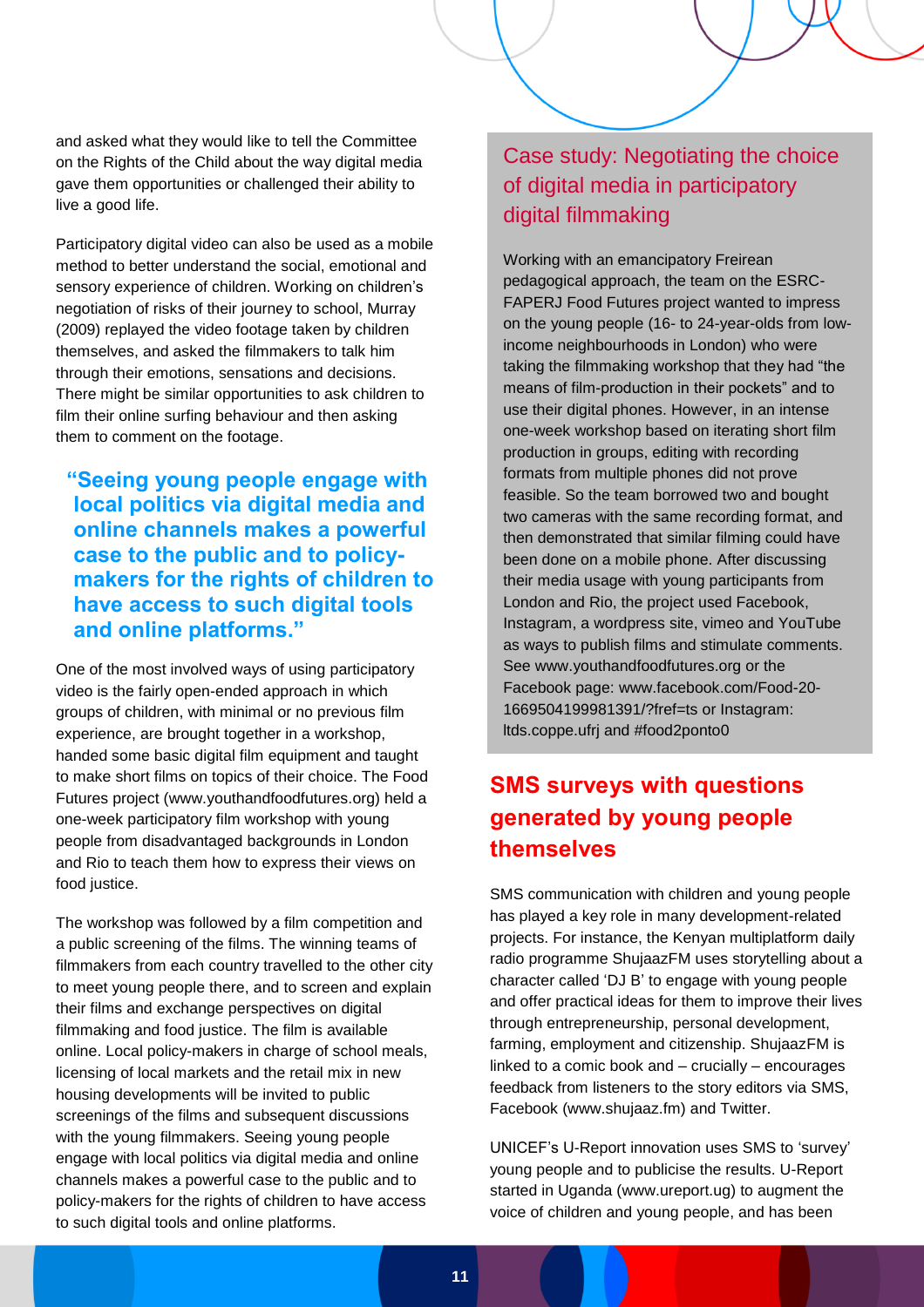and asked what they would like to tell the Committee on the Rights of the Child about the way digital media gave them opportunities or challenged their ability to live a good life.

Participatory digital video can also be used as a mobile method to better understand the social, emotional and sensory experience of children. Working on children's negotiation of risks of their journey to school, Murray (2009) replayed the video footage taken by children themselves, and asked the filmmakers to talk him through their emotions, sensations and decisions. There might be similar opportunities to ask children to film their online surfing behaviour and then asking them to comment on the footage.

> **"Seeing young people engage with local politics via digital media and online channels makes a powerful case to the public and to policy-makers for the rights of children to have access to such digital tools and online platforms."**

One of the most involved ways of using participatory video is the fairly open-ended approach in which groups of children, with minimal or no previous film experience, are brought together in a workshop, handed some basic digital film equipment and taught to make short films on topics of their choice. The Food Futures project (www.youthandfoodfutures.org) held a one-week participatory film workshop with young people from disadvantaged backgrounds in London and Rio to teach them how to express their views on food justice.

The workshop was followed by a film competition and a public screening of the films. The winning teams of filmmakers from each country travelled to the other city to meet young people there, and to screen and explain their films and exchange perspectives on digital filmmaking and food justice. The film is available online. Local policy-makers in charge of school meals, licensing of local markets and the retail mix in new housing developments will be invited to public screenings of the films and subsequent discussions with the young filmmakers. Seeing young people engage with local politics via digital media and online channels makes a powerful case to the public and to policy-makers for the rights of children to have access to such digital tools and online platforms.

## Case study: Negotiating the choice of digital media in participatory digital filmmaking

Working with an emancipatory Freirean pedagogical approach, the team on the ESRC-FAPERJ Food Futures project wanted to impress on the young people (16- to 24-year-olds from low-income neighbourhoods in London) who were taking the filmmaking workshop that they had "the means of film-production in their pockets" and to use their digital phones. However, in an intense one-week workshop based on iterating short film production in groups, editing with recording formats from multiple phones did not prove feasible. So the team borrowed two and bought two cameras with the same recording format, and then demonstrated that similar filming could have been done on a mobile phone. After discussing their media usage with young participants from London and Rio, the project used Facebook, Instagram, a wordpress site, vimeo and YouTube as ways to publish films and stimulate comments. See www.youthandfoodfutures.org or the Facebook page: www.facebook.com/Food-20-1669504199981391/?fref=ts or Instagram: ltds.coppe.ufrj and #food2ponto0

## SMS surveys with questions generated by young people themselves

SMS communication with children and young people has played a key role in many development-related projects. For instance, the Kenyan multiplatform daily radio programme ShujaazFM uses storytelling about a character called 'DJ B' to engage with young people and offer practical ideas for them to improve their lives through entrepreneurship, personal development, farming, employment and citizenship. ShujaazFM is linked to a comic book and – crucially – encourages feedback from listeners to the story editors via SMS, Facebook (www.shujaaz.fm) and Twitter.

UNICEF's U-Report innovation uses SMS to 'survey' young people and to publicise the results. U-Report started in Uganda (www.ureport.ug) to augment the voice of children and young people, and has been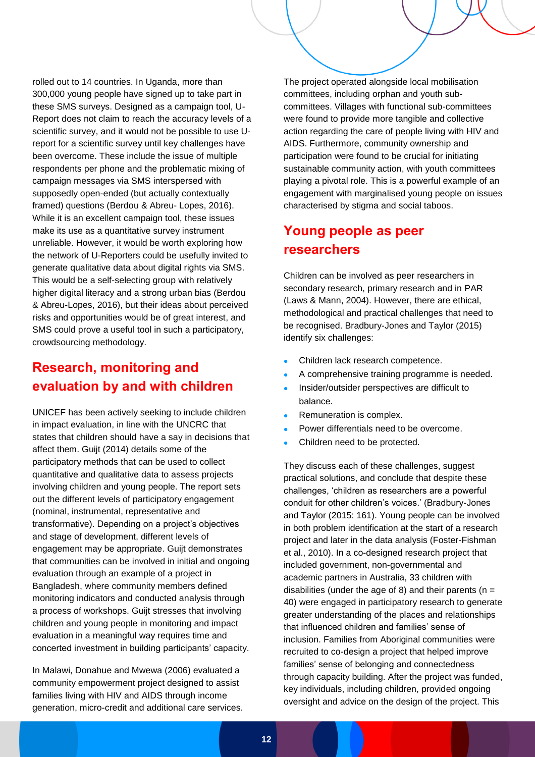rolled out to 14 countries. In Uganda, more than 300,000 young people have signed up to take part in these SMS surveys. Designed as a campaign tool, U-Report does not claim to reach the accuracy levels of a scientific survey, and it would not be possible to use U-report for a scientific survey until key challenges have been overcome. These include the issue of multiple respondents per phone and the problematic mixing of campaign messages via SMS interspersed with supposedly open-ended (but actually contextually framed) questions (Berdou & Abreu- Lopes, 2016). While it is an excellent campaign tool, these issues make its use as a quantitative survey instrument unreliable. However, it would be worth exploring how the network of U-Reporters could be usefully invited to generate qualitative data about digital rights via SMS. This would be a self-selecting group with relatively higher digital literacy and a strong urban bias (Berdou & Abreu-Lopes, 2016), but their ideas about perceived risks and opportunities would be of great interest, and SMS could prove a useful tool in such a participatory, crowdsourcing methodology.

## Research, monitoring and evaluation by and with children

UNICEF has been actively seeking to include children in impact evaluation, in line with the UNCRC that states that children should have a say in decisions that affect them. Guijt (2014) details some of the participatory methods that can be used to collect quantitative and qualitative data to assess projects involving children and young people. The report sets out the different levels of participatory engagement (nominal, instrumental, representative and transformative). Depending on a project's objectives and stage of development, different levels of engagement may be appropriate. Guijt demonstrates that communities can be involved in initial and ongoing evaluation through an example of a project in Bangladesh, where community members defined monitoring indicators and conducted analysis through a process of workshops. Guijt stresses that involving children and young people in monitoring and impact evaluation in a meaningful way requires time and concerted investment in building participants' capacity.

In Malawi, Donahue and Mwewa (2006) evaluated a community empowerment project designed to assist families living with HIV and AIDS through income generation, micro-credit and additional care services. The project operated alongside local mobilisation committees, including orphan and youth sub-committees. Villages with functional sub-committees were found to provide more tangible and collective action regarding the care of people living with HIV and AIDS. Furthermore, community ownership and participation were found to be crucial for initiating sustainable community action, with youth committees playing a pivotal role. This is a powerful example of an engagement with marginalised young people on issues characterised by stigma and social taboos.

## Young people as peer researchers

Children can be involved as peer researchers in secondary research, primary research and in PAR (Laws & Mann, 2004). However, there are ethical, methodological and practical challenges that need to be recognised. Bradbury-Jones and Taylor (2015) identify six challenges:

- Children lack research competence.
- A comprehensive training programme is needed.
- Insider/outsider perspectives are difficult to balance.
- Remuneration is complex.
- Power differentials need to be overcome.
- Children need to be protected.

They discuss each of these challenges, suggest practical solutions, and conclude that despite these challenges, 'children as researchers are a powerful conduit for other children's voices.' (Bradbury-Jones and Taylor (2015: 161). Young people can be involved in both problem identification at the start of a research project and later in the data analysis (Foster-Fishman et al., 2010). In a co-designed research project that included government, non-governmental and academic partners in Australia, 33 children with disabilities (under the age of 8) and their parents (n = 40) were engaged in participatory research to generate greater understanding of the places and relationships that influenced children and families' sense of inclusion. Families from Aboriginal communities were recruited to co-design a project that helped improve families' sense of belonging and connectedness through capacity building. After the project was funded, key individuals, including children, provided ongoing oversight and advice on the design of the project. This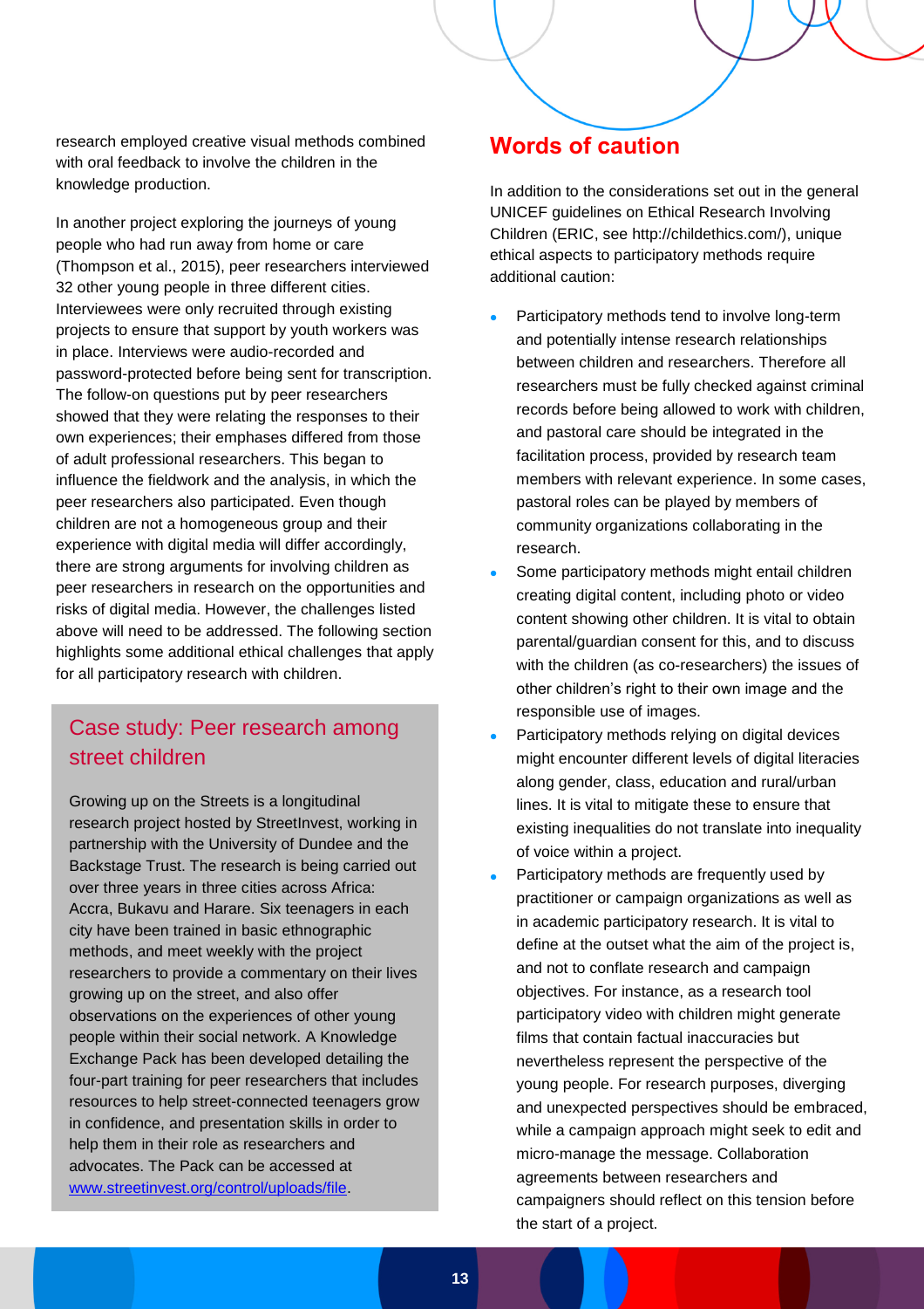research employed creative visual methods combined with oral feedback to involve the children in the knowledge production.

In another project exploring the journeys of young people who had run away from home or care (Thompson et al., 2015), peer researchers interviewed 32 other young people in three different cities. Interviewees were only recruited through existing projects to ensure that support by youth workers was in place. Interviews were audio-recorded and password-protected before being sent for transcription. The follow-on questions put by peer researchers showed that they were relating the responses to their own experiences; their emphases differed from those of adult professional researchers. This began to influence the fieldwork and the analysis, in which the peer researchers also participated. Even though children are not a homogeneous group and their experience with digital media will differ accordingly, there are strong arguments for involving children as peer researchers in research on the opportunities and risks of digital media. However, the challenges listed above will need to be addressed. The following section highlights some additional ethical challenges that apply for all participatory research with children.

### Case study: Peer research among street children

Growing up on the Streets is a longitudinal research project hosted by StreetInvest, working in partnership with the University of Dundee and the Backstage Trust. The research is being carried out over three years in three cities across Africa: Accra, Bukavu and Harare. Six teenagers in each city have been trained in basic ethnographic methods, and meet weekly with the project researchers to provide a commentary on their lives growing up on the street, and also offer observations on the experiences of other young people within their social network. A Knowledge Exchange Pack has been developed detailing the four-part training for peer researchers that includes resources to help street-connected teenagers grow in confidence, and presentation skills in order to help them in their role as researchers and advocates. The Pack can be accessed at [www.streetinvest.org/control/uploads/file](www.streetinvest.org/control/uploads/file).

## Words of caution

In addition to the considerations set out in the general UNICEF guidelines on Ethical Research Involving Children (ERIC, see http://childethics.com/), unique ethical aspects to participatory methods require additional caution:

- Participatory methods tend to involve long-term and potentially intense research relationships between children and researchers. Therefore all researchers must be fully checked against criminal records before being allowed to work with children, and pastoral care should be integrated in the facilitation process, provided by research team members with relevant experience. In some cases, pastoral roles can be played by members of community organizations collaborating in the research.
- Some participatory methods might entail children creating digital content, including photo or video content showing other children. It is vital to obtain parental/guardian consent for this, and to discuss with the children (as co-researchers) the issues of other children's right to their own image and the responsible use of images.
- Participatory methods relying on digital devices might encounter different levels of digital literacies along gender, class, education and rural/urban lines. It is vital to mitigate these to ensure that existing inequalities do not translate into inequality of voice within a project.
- Participatory methods are frequently used by practitioner or campaign organizations as well as in academic participatory research. It is vital to define at the outset what the aim of the project is, and not to conflate research and campaign objectives. For instance, as a research tool participatory video with children might generate films that contain factual inaccuracies but nevertheless represent the perspective of the young people. For research purposes, diverging and unexpected perspectives should be embraced, while a campaign approach might seek to edit and micro-manage the message. Collaboration agreements between researchers and campaigners should reflect on this tension before the start of a project.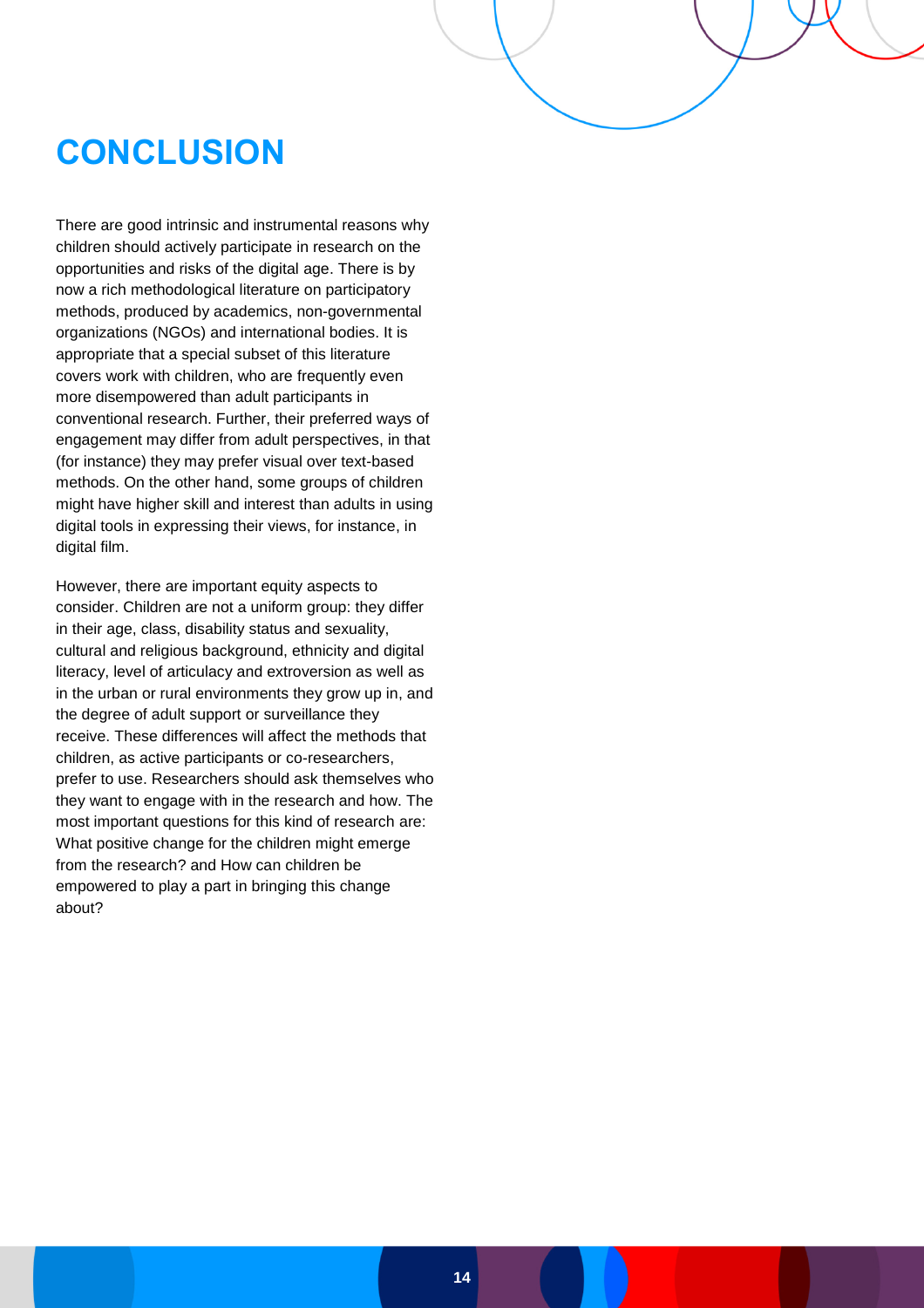# CONCLUSION

There are good intrinsic and instrumental reasons why children should actively participate in research on the opportunities and risks of the digital age. There is by now a rich methodological literature on participatory methods, produced by academics, non-governmental organizations (NGOs) and international bodies. It is appropriate that a special subset of this literature covers work with children, who are frequently even more disempowered than adult participants in conventional research. Further, their preferred ways of engagement may differ from adult perspectives, in that (for instance) they may prefer visual over text-based methods. On the other hand, some groups of children might have higher skill and interest than adults in using digital tools in expressing their views, for instance, in digital film.

However, there are important equity aspects to consider. Children are not a uniform group: they differ in their age, class, disability status and sexuality, cultural and religious background, ethnicity and digital literacy, level of articulacy and extroversion as well as in the urban or rural environments they grow up in, and the degree of adult support or surveillance they receive. These differences will affect the methods that children, as active participants or co-researchers, prefer to use. Researchers should ask themselves who they want to engage with in the research and how. The most important questions for this kind of research are: What positive change for the children might emerge from the research? and How can children be empowered to play a part in bringing this change about?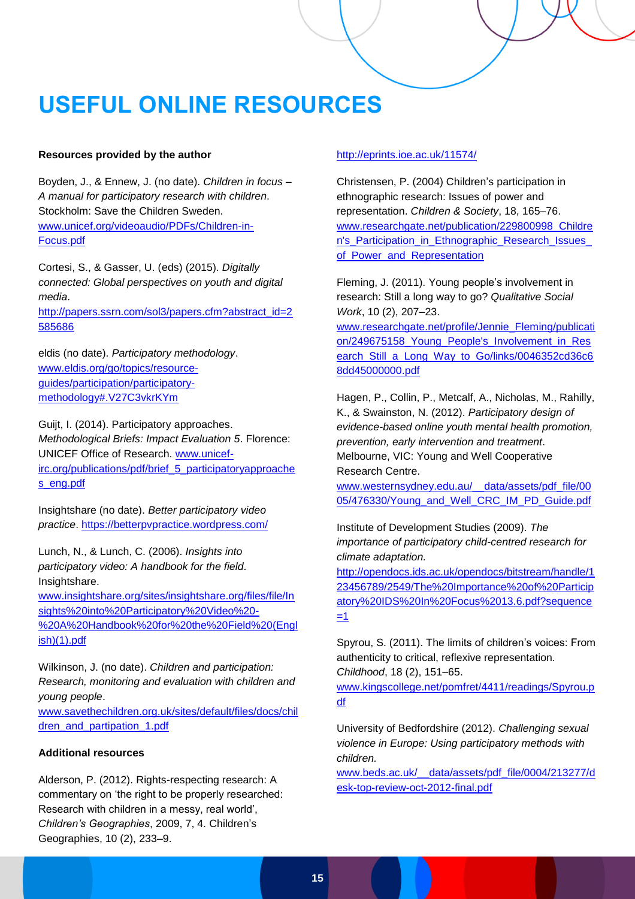# USEFUL ONLINE RESOURCES

**Resources provided by the author**

Boyden, J., & Ennew, J. (no date). *Children in focus – A manual for participatory research with children*. Stockholm: Save the Children Sweden. www.unicef.org/videoaudio/PDFs/Children-in-Focus.pdf

Cortesi, S., & Gasser, U. (eds) (2015). *Digitally connected: Global perspectives on youth and digital media*. http://papers.ssrn.com/sol3/papers.cfm?abstract_id=2585686

eldis (no date). *Participatory methodology*. www.eldis.org/go/topics/resource-guides/participation/participatory-methodology#.V27C3vkrKYm

Guijt, I. (2014). Participatory approaches. *Methodological Briefs: Impact Evaluation 5*. Florence: UNICEF Office of Research. www.unicef-irc.org/publications/pdf/brief_5_participatoryapproaches_eng.pdf

Insightshare (no date). *Better participatory video practice*. https://betterpvpractice.wordpress.com/

Lunch, N., & Lunch, C. (2006). *Insights into participatory video: A handbook for the field*. Insightshare. www.insightshare.org/sites/insightshare.org/files/file/Insights%20into%20Participatory%20Video%20-%20A%20Handbook%20for%20the%20Field%20(English)(1).pdf

Wilkinson, J. (no date). *Children and participation: Research, monitoring and evaluation with children and young people*. www.savethechildren.org.uk/sites/default/files/docs/children_and_partipation_1.pdf

**Additional resources**

Alderson, P. (2012). Rights-respecting research: A commentary on 'the right to be properly researched: Research with children in a messy, real world', *Children's Geographies*, 2009, 7, 4. Children's Geographies, 10 (2), 233–9. http://eprints.ioe.ac.uk/11574/

Christensen, P. (2004) Children's participation in ethnographic research: Issues of power and representation. *Children & Society*, 18, 165–76. www.researchgate.net/publication/229800998_Children's_Participation_in_Ethnographic_Research_Issues_of_Power_and_Representation

Fleming, J. (2011). Young people's involvement in research: Still a long way to go? *Qualitative Social Work*, 10 (2), 207–23. www.researchgate.net/profile/Jennie_Fleming/publication/249675158_Young_People's_Involvement_in_Research_Still_a_Long_Way_to_Go/links/0046352cd36c68dd45000000.pdf

Hagen, P., Collin, P., Metcalf, A., Nicholas, M., Rahilly, K., & Swainston, N. (2012). *Participatory design of evidence-based online youth mental health promotion, prevention, early intervention and treatment*. Melbourne, VIC: Young and Well Cooperative Research Centre. www.westernsydney.edu.au/__data/assets/pdf_file/0005/476330/Young_and_Well_CRC_IM_PD_Guide.pdf

Institute of Development Studies (2009). *The importance of participatory child-centred research for climate adaptation.* http://opendocs.ids.ac.uk/opendocs/bitstream/handle/123456789/2549/The%20Importance%20of%20Participatory%20IDS%20In%20Focus%2013.6.pdf?sequence=1

Spyrou, S. (2011). The limits of children's voices: From authenticity to critical, reflexive representation. *Childhood*, 18 (2), 151–65. www.kingscollege.net/pomfret/4411/readings/Spyrou.pdf

University of Bedfordshire (2012). *Challenging sexual violence in Europe: Using participatory methods with children.* www.beds.ac.uk/__data/assets/pdf_file/0004/213277/desk-top-review-oct-2012-final.pdf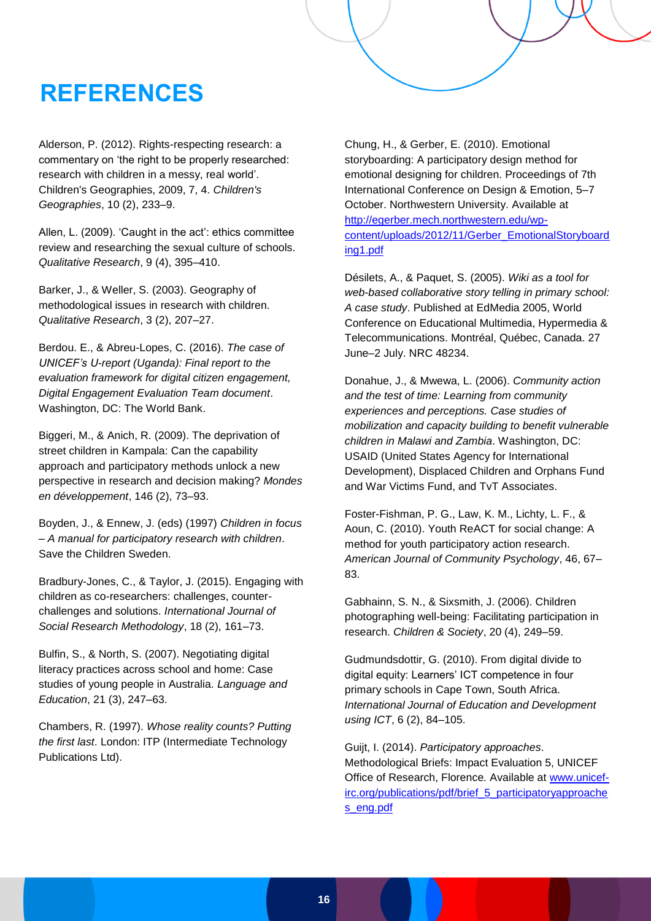# REFERENCES

Alderson, P. (2012). Rights-respecting research: a commentary on 'the right to be properly researched: research with children in a messy, real world'. Children's Geographies, 2009, 7, 4. *Children's Geographies*, 10 (2), 233–9.

Allen, L. (2009). 'Caught in the act': ethics committee review and researching the sexual culture of schools. *Qualitative Research*, 9 (4), 395–410.

Barker, J., & Weller, S. (2003). Geography of methodological issues in research with children. *Qualitative Research*, 3 (2), 207–27.

Berdou. E., & Abreu-Lopes, C. (2016). *The case of UNICEF's U-report (Uganda): Final report to the evaluation framework for digital citizen engagement, Digital Engagement Evaluation Team document*. Washington, DC: The World Bank.

Biggeri, M., & Anich, R. (2009). The deprivation of street children in Kampala: Can the capability approach and participatory methods unlock a new perspective in research and decision making? *Mondes en développement*, 146 (2), 73–93.

Boyden, J., & Ennew, J. (eds) (1997) *Children in focus – A manual for participatory research with children*. Save the Children Sweden.

Bradbury-Jones, C., & Taylor, J. (2015). Engaging with children as co-researchers: challenges, counter-challenges and solutions. *International Journal of Social Research Methodology*, 18 (2), 161–73.

Bulfin, S., & North, S. (2007). Negotiating digital literacy practices across school and home: Case studies of young people in Australia. *Language and Education*, 21 (3), 247–63.

Chambers, R. (1997). *Whose reality counts? Putting the first last*. London: ITP (Intermediate Technology Publications Ltd).

Chung, H., & Gerber, E. (2010). Emotional storyboarding: A participatory design method for emotional designing for children. Proceedings of 7th International Conference on Design & Emotion, 5–7 October. Northwestern University. Available at [http://egerber.mech.northwestern.edu/wp-content/uploads/2012/11/Gerber_EmotionalStoryboarding1.pdf](http://egerber.mech.northwestern.edu/wp-content/uploads/2012/11/Gerber_EmotionalStoryboarding1.pdf)

Désilets, A., & Paquet, S. (2005). *Wiki as a tool for web-based collaborative story telling in primary school: A case study*. Published at EdMedia 2005, World Conference on Educational Multimedia, Hypermedia & Telecommunications. Montréal, Québec, Canada. 27 June–2 July. NRC 48234.

Donahue, J., & Mwewa, L. (2006). *Community action and the test of time: Learning from community experiences and perceptions. Case studies of mobilization and capacity building to benefit vulnerable children in Malawi and Zambia*. Washington, DC: USAID (United States Agency for International Development), Displaced Children and Orphans Fund and War Victims Fund, and TvT Associates.

Foster-Fishman, P. G., Law, K. M., Lichty, L. F., & Aoun, C. (2010). Youth ReACT for social change: A method for youth participatory action research. *American Journal of Community Psychology*, 46, 67–83.

Gabhainn, S. N., & Sixsmith, J. (2006). Children photographing well-being: Facilitating participation in research. *Children & Society*, 20 (4), 249–59.

Gudmundsdottir, G. (2010). From digital divide to digital equity: Learners' ICT competence in four primary schools in Cape Town, South Africa. *International Journal of Education and Development using ICT*, 6 (2), 84–105.

Guijt, I. (2014). *Participatory approaches*. Methodological Briefs: Impact Evaluation 5, UNICEF Office of Research, Florence. Available at [www.unicef-irc.org/publications/pdf/brief_5_participatoryapproaches_eng.pdf](www.unicef-irc.org/publications/pdf/brief_5_participatoryapproaches_eng.pdf)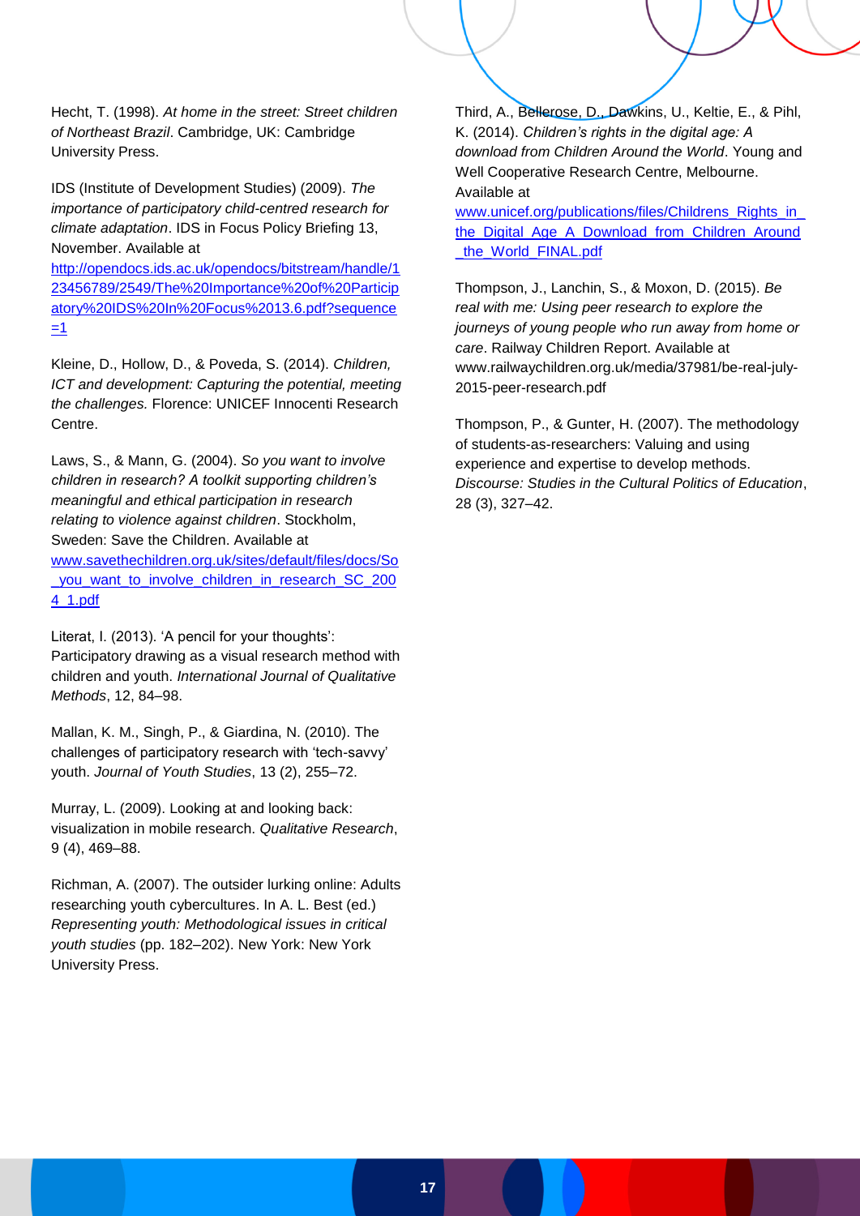Hecht, T. (1998). *At home in the street: Street children of Northeast Brazil*. Cambridge, UK: Cambridge University Press.

IDS (Institute of Development Studies) (2009). *The importance of participatory child-centred research for climate adaptation*. IDS in Focus Policy Briefing 13, November. Available at http://opendocs.ids.ac.uk/opendocs/bitstream/handle/123456789/2549/The%20Importance%20of%20Participatory%20IDS%20In%20Focus%2013.6.pdf?sequence=1

Kleine, D., Hollow, D., & Poveda, S. (2014). *Children, ICT and development: Capturing the potential, meeting the challenges.* Florence: UNICEF Innocenti Research Centre.

Laws, S., & Mann, G. (2004). *So you want to involve children in research? A toolkit supporting children's meaningful and ethical participation in research relating to violence against children*. Stockholm, Sweden: Save the Children. Available at www.savethechildren.org.uk/sites/default/files/docs/So_you_want_to_involve_children_in_research_SC_2004_1.pdf

Literat, I. (2013). 'A pencil for your thoughts': Participatory drawing as a visual research method with children and youth. *International Journal of Qualitative Methods*, 12, 84–98.

Mallan, K. M., Singh, P., & Giardina, N. (2010). The challenges of participatory research with 'tech-savvy' youth. *Journal of Youth Studies*, 13 (2), 255–72.

Murray, L. (2009). Looking at and looking back: visualization in mobile research. *Qualitative Research*, 9 (4), 469–88.

Richman, A. (2007). The outsider lurking online: Adults researching youth cybercultures. In A. L. Best (ed.) *Representing youth: Methodological issues in critical youth studies* (pp. 182–202). New York: New York University Press.

Third, A., Bellerose, D., Dawkins, U., Keltie, E., & Pihl, K. (2014). *Children's rights in the digital age: A download from Children Around the World*. Young and Well Cooperative Research Centre, Melbourne. Available at www.unicef.org/publications/files/Childrens_Rights_in_the_Digital_Age_A_Download_from_Children_Around_the_World_FINAL.pdf

Thompson, J., Lanchin, S., & Moxon, D. (2015). *Be real with me: Using peer research to explore the journeys of young people who run away from home or care*. Railway Children Report. Available at www.railwaychildren.org.uk/media/37981/be-real-july-2015-peer-research.pdf

Thompson, P., & Gunter, H. (2007). The methodology of students-as-researchers: Valuing and using experience and expertise to develop methods. *Discourse: Studies in the Cultural Politics of Education*, 28 (3), 327–42.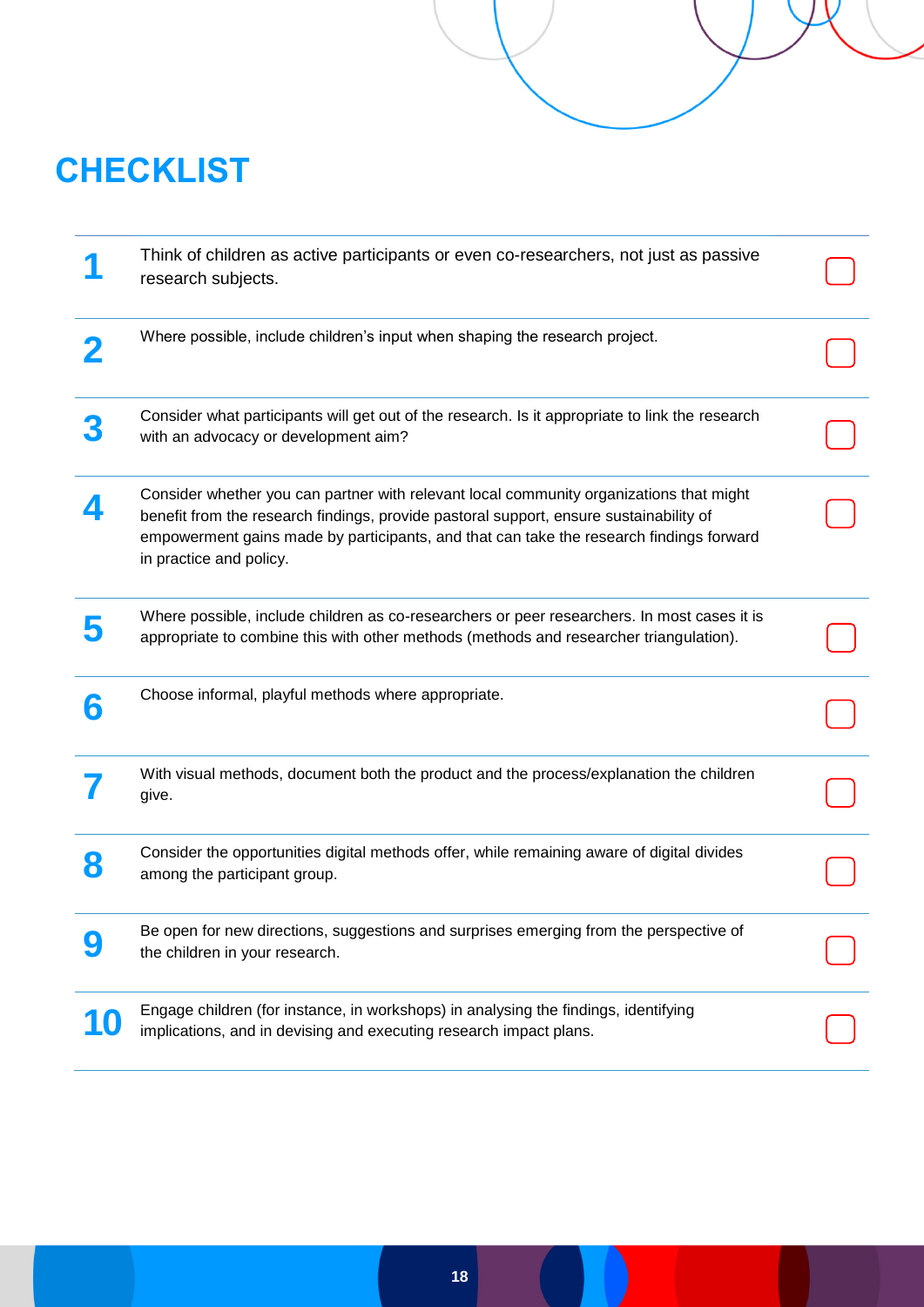# CHECKLIST

| | | |
|---|---|---|
| 1 | Think of children as active participants or even co-researchers, not just as passive research subjects. | ☐ |
| 2 | Where possible, include children's input when shaping the research project. | ☐ |
| 3 | Consider what participants will get out of the research. Is it appropriate to link the research with an advocacy or development aim? | ☐ |
| 4 | Consider whether you can partner with relevant local community organizations that might benefit from the research findings, provide pastoral support, ensure sustainability of empowerment gains made by participants, and that can take the research findings forward in practice and policy. | ☐ |
| 5 | Where possible, include children as co-researchers or peer researchers. In most cases it is appropriate to combine this with other methods (methods and researcher triangulation). | ☐ |
| 6 | Choose informal, playful methods where appropriate. | ☐ |
| 7 | With visual methods, document both the product and the process/explanation the children give. | ☐ |
| 8 | Consider the opportunities digital methods offer, while remaining aware of digital divides among the participant group. | ☐ |
| 9 | Be open for new directions, suggestions and surprises emerging from the perspective of the children in your research. | ☐ |
| 10 | Engage children (for instance, in workshops) in analysing the findings, identifying implications, and in devising and executing research impact plans. | ☐ |